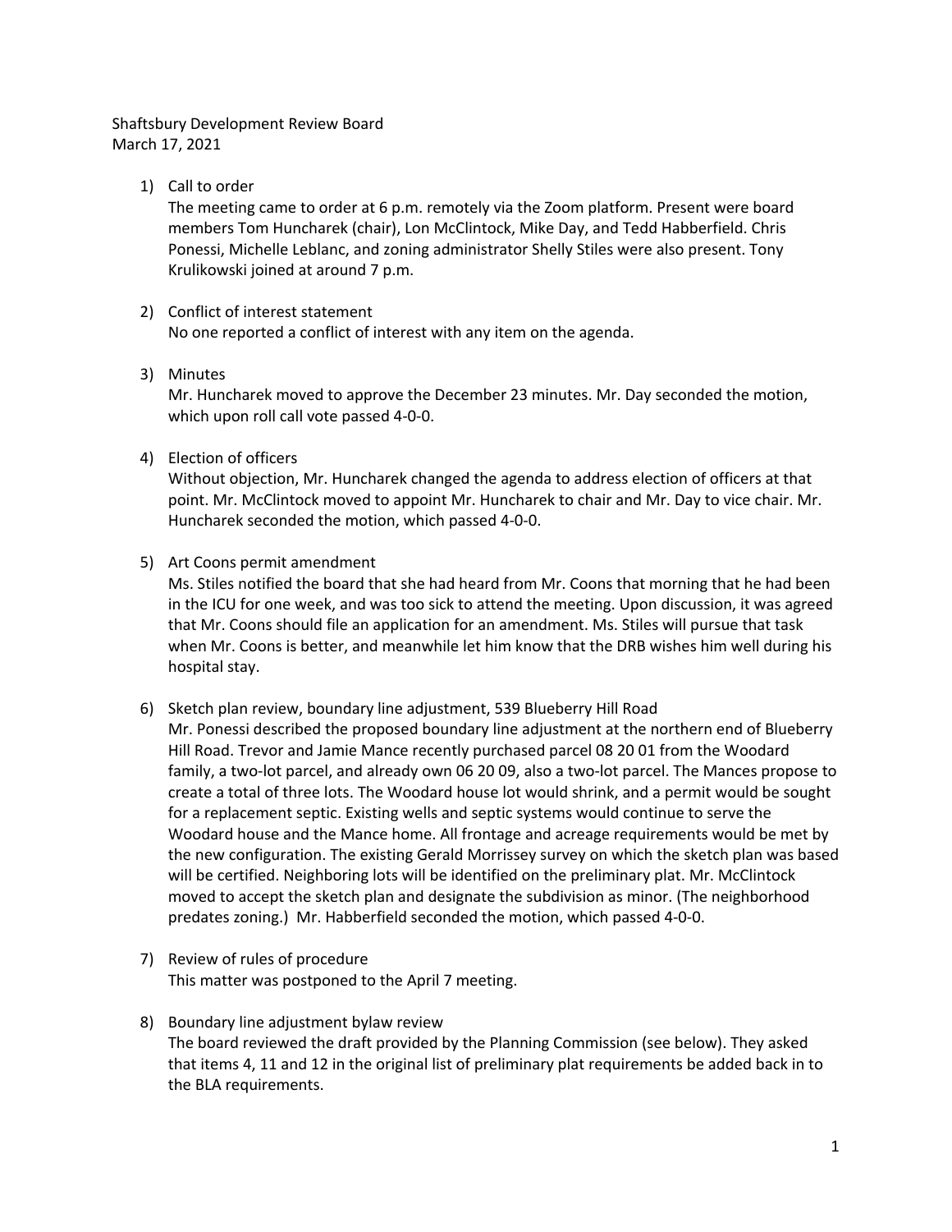Shaftsbury Development Review Board
March 17, 2021

1) Call to order
   The meeting came to order at 6 p.m. remotely via the Zoom platform. Present were board members Tom Huncharek (chair), Lon McClintock, Mike Day, and Tedd Habberfield. Chris Ponessi, Michelle Leblanc, and zoning administrator Shelly Stiles were also present. Tony Krulikowski joined at around 7 p.m.

2) Conflict of interest statement
   No one reported a conflict of interest with any item on the agenda.

3) Minutes
   Mr. Huncharek moved to approve the December 23 minutes. Mr. Day seconded the motion, which upon roll call vote passed 4-0-0.

4) Election of officers
   Without objection, Mr. Huncharek changed the agenda to address election of officers at that point. Mr. McClintock moved to appoint Mr. Huncharek to chair and Mr. Day to vice chair. Mr. Huncharek seconded the motion, which passed 4-0-0.

5) Art Coons permit amendment
   Ms. Stiles notified the board that she had heard from Mr. Coons that morning that he had been in the ICU for one week, and was too sick to attend the meeting. Upon discussion, it was agreed that Mr. Coons should file an application for an amendment. Ms. Stiles will pursue that task when Mr. Coons is better, and meanwhile let him know that the DRB wishes him well during his hospital stay.

6) Sketch plan review, boundary line adjustment, 539 Blueberry Hill Road
   Mr. Ponessi described the proposed boundary line adjustment at the northern end of Blueberry Hill Road. Trevor and Jamie Mance recently purchased parcel 08 20 01 from the Woodard family, a two-lot parcel, and already own 06 20 09, also a two-lot parcel. The Mances propose to create a total of three lots. The Woodard house lot would shrink, and a permit would be sought for a replacement septic. Existing wells and septic systems would continue to serve the Woodard house and the Mance home. All frontage and acreage requirements would be met by the new configuration. The existing Gerald Morrissey survey on which the sketch plan was based will be certified. Neighboring lots will be identified on the preliminary plat. Mr. McClintock moved to accept the sketch plan and designate the subdivision as minor. (The neighborhood predates zoning.) Mr. Habberfield seconded the motion, which passed 4-0-0.

7) Review of rules of procedure
   This matter was postponed to the April 7 meeting.

8) Boundary line adjustment bylaw review
   The board reviewed the draft provided by the Planning Commission (see below). They asked that items 4, 11 and 12 in the original list of preliminary plat requirements be added back in to the BLA requirements.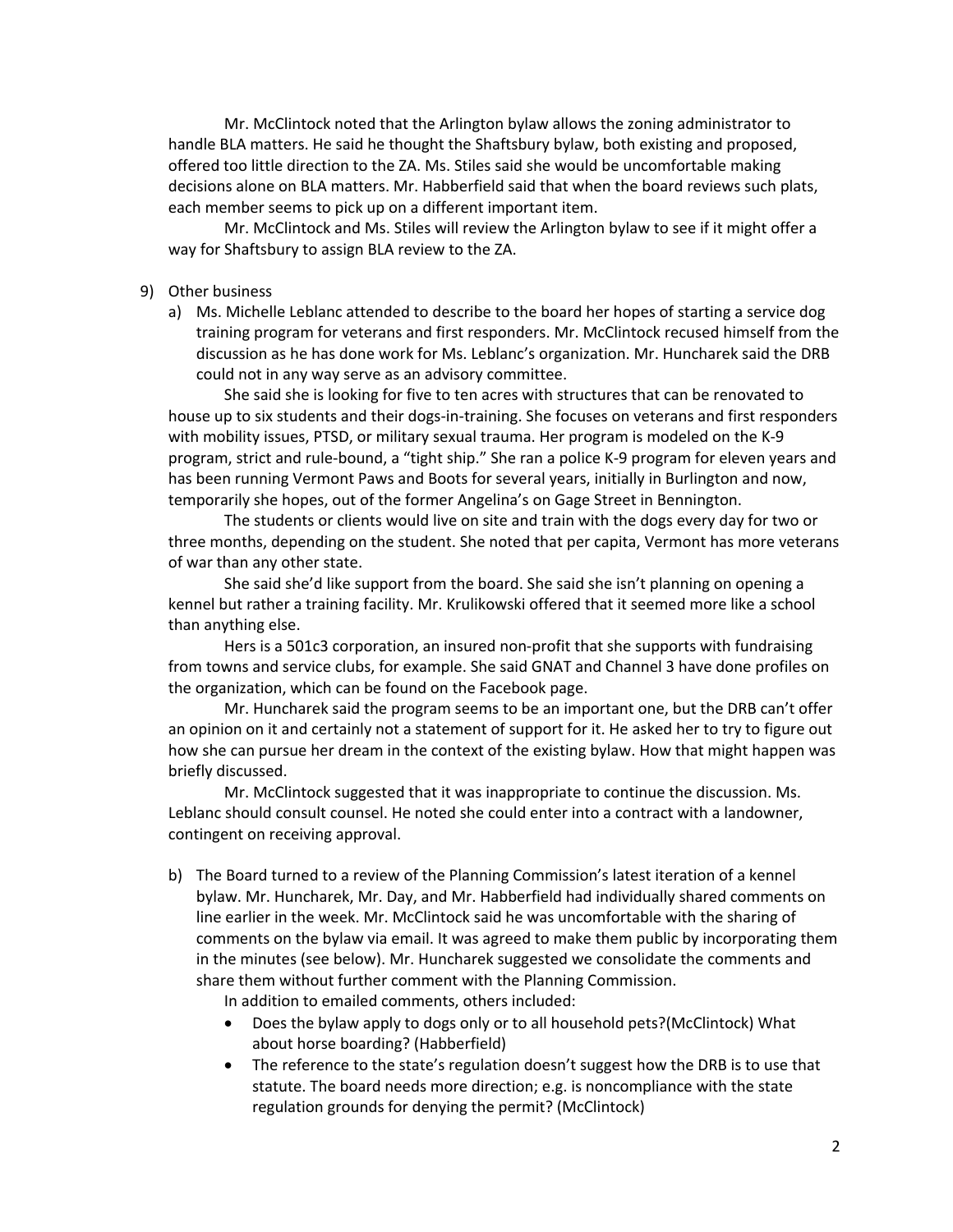Mr. McClintock noted that the Arlington bylaw allows the zoning administrator to handle BLA matters. He said he thought the Shaftsbury bylaw, both existing and proposed, offered too little direction to the ZA. Ms. Stiles said she would be uncomfortable making decisions alone on BLA matters. Mr. Habberfield said that when the board reviews such plats, each member seems to pick up on a different important item.

Mr. McClintock and Ms. Stiles will review the Arlington bylaw to see if it might offer a way for Shaftsbury to assign BLA review to the ZA.

9) Other business

a) Ms. Michelle Leblanc attended to describe to the board her hopes of starting a service dog training program for veterans and first responders. Mr. McClintock recused himself from the discussion as he has done work for Ms. Leblanc's organization. Mr. Huncharek said the DRB could not in any way serve as an advisory committee.

She said she is looking for five to ten acres with structures that can be renovated to house up to six students and their dogs-in-training. She focuses on veterans and first responders with mobility issues, PTSD, or military sexual trauma. Her program is modeled on the K-9 program, strict and rule-bound, a "tight ship." She ran a police K-9 program for eleven years and has been running Vermont Paws and Boots for several years, initially in Burlington and now, temporarily she hopes, out of the former Angelina's on Gage Street in Bennington.

The students or clients would live on site and train with the dogs every day for two or three months, depending on the student. She noted that per capita, Vermont has more veterans of war than any other state.

She said she'd like support from the board. She said she isn't planning on opening a kennel but rather a training facility. Mr. Krulikowski offered that it seemed more like a school than anything else.

Hers is a 501c3 corporation, an insured non-profit that she supports with fundraising from towns and service clubs, for example. She said GNAT and Channel 3 have done profiles on the organization, which can be found on the Facebook page.

Mr. Huncharek said the program seems to be an important one, but the DRB can't offer an opinion on it and certainly not a statement of support for it. He asked her to try to figure out how she can pursue her dream in the context of the existing bylaw. How that might happen was briefly discussed.

Mr. McClintock suggested that it was inappropriate to continue the discussion. Ms. Leblanc should consult counsel. He noted she could enter into a contract with a landowner, contingent on receiving approval.

b) The Board turned to a review of the Planning Commission's latest iteration of a kennel bylaw. Mr. Huncharek, Mr. Day, and Mr. Habberfield had individually shared comments on line earlier in the week. Mr. McClintock said he was uncomfortable with the sharing of comments on the bylaw via email. It was agreed to make them public by incorporating them in the minutes (see below). Mr. Huncharek suggested we consolidate the comments and share them without further comment with the Planning Commission.

In addition to emailed comments, others included:

- Does the bylaw apply to dogs only or to all household pets?(McClintock) What about horse boarding? (Habberfield)
- The reference to the state's regulation doesn't suggest how the DRB is to use that statute. The board needs more direction; e.g. is noncompliance with the state regulation grounds for denying the permit? (McClintock)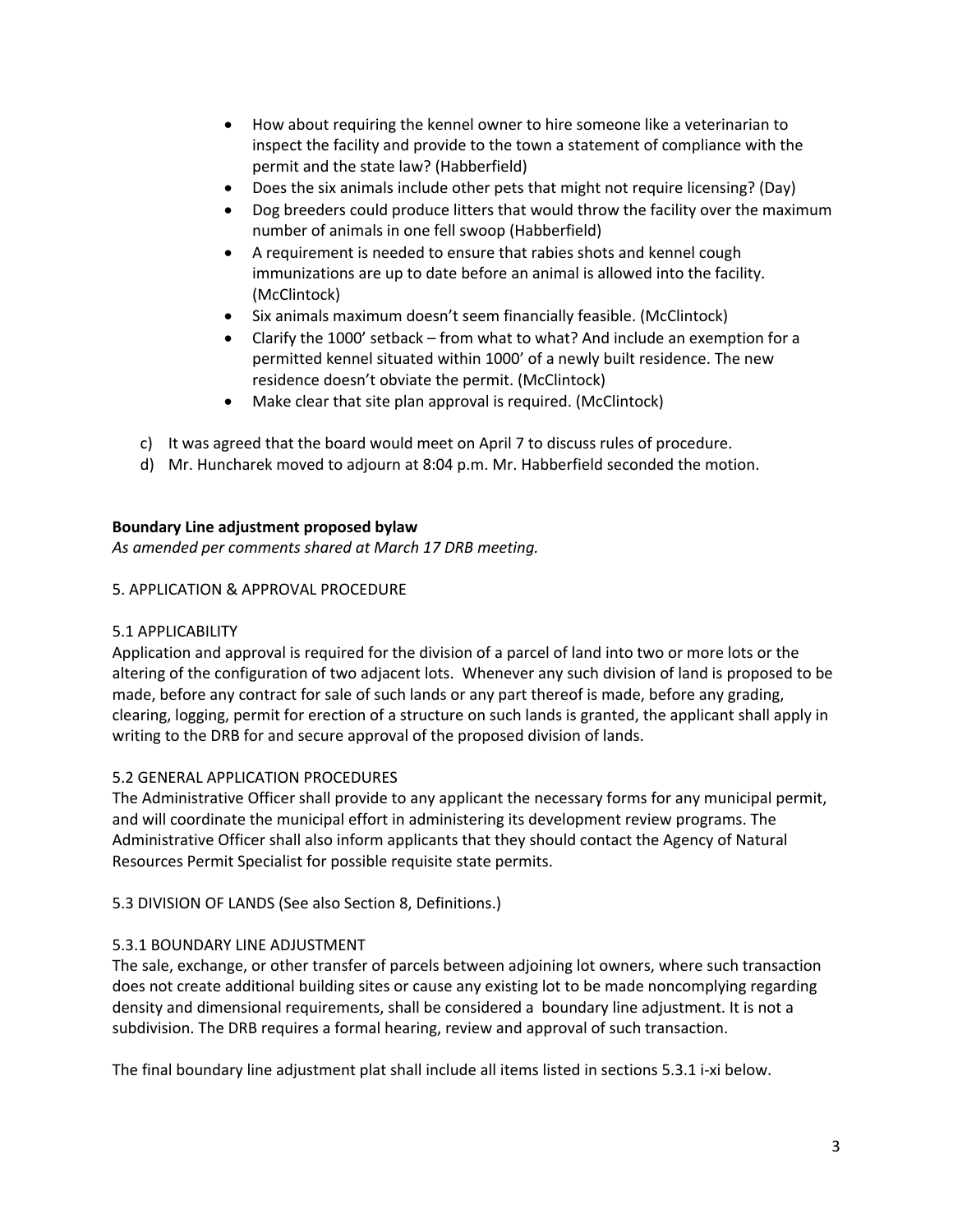- How about requiring the kennel owner to hire someone like a veterinarian to inspect the facility and provide to the town a statement of compliance with the permit and the state law? (Habberfield)
- Does the six animals include other pets that might not require licensing? (Day)
- Dog breeders could produce litters that would throw the facility over the maximum number of animals in one fell swoop (Habberfield)
- A requirement is needed to ensure that rabies shots and kennel cough immunizations are up to date before an animal is allowed into the facility. (McClintock)
- Six animals maximum doesn't seem financially feasible. (McClintock)
- Clarify the 1000' setback – from what to what? And include an exemption for a permitted kennel situated within 1000' of a newly built residence. The new residence doesn't obviate the permit. (McClintock)
- Make clear that site plan approval is required. (McClintock)

c) It was agreed that the board would meet on April 7 to discuss rules of procedure.

d) Mr. Huncharek moved to adjourn at 8:04 p.m. Mr. Habberfield seconded the motion.

**Boundary Line adjustment proposed bylaw**

*As amended per comments shared at March 17 DRB meeting.*

5. APPLICATION & APPROVAL PROCEDURE

5.1 APPLICABILITY

Application and approval is required for the division of a parcel of land into two or more lots or the altering of the configuration of two adjacent lots. Whenever any such division of land is proposed to be made, before any contract for sale of such lands or any part thereof is made, before any grading, clearing, logging, permit for erection of a structure on such lands is granted, the applicant shall apply in writing to the DRB for and secure approval of the proposed division of lands.

5.2 GENERAL APPLICATION PROCEDURES

The Administrative Officer shall provide to any applicant the necessary forms for any municipal permit, and will coordinate the municipal effort in administering its development review programs. The Administrative Officer shall also inform applicants that they should contact the Agency of Natural Resources Permit Specialist for possible requisite state permits.

5.3 DIVISION OF LANDS (See also Section 8, Definitions.)

5.3.1 BOUNDARY LINE ADJUSTMENT

The sale, exchange, or other transfer of parcels between adjoining lot owners, where such transaction does not create additional building sites or cause any existing lot to be made noncomplying regarding density and dimensional requirements, shall be considered a boundary line adjustment. It is not a subdivision. The DRB requires a formal hearing, review and approval of such transaction.

The final boundary line adjustment plat shall include all items listed in sections 5.3.1 i-xi below.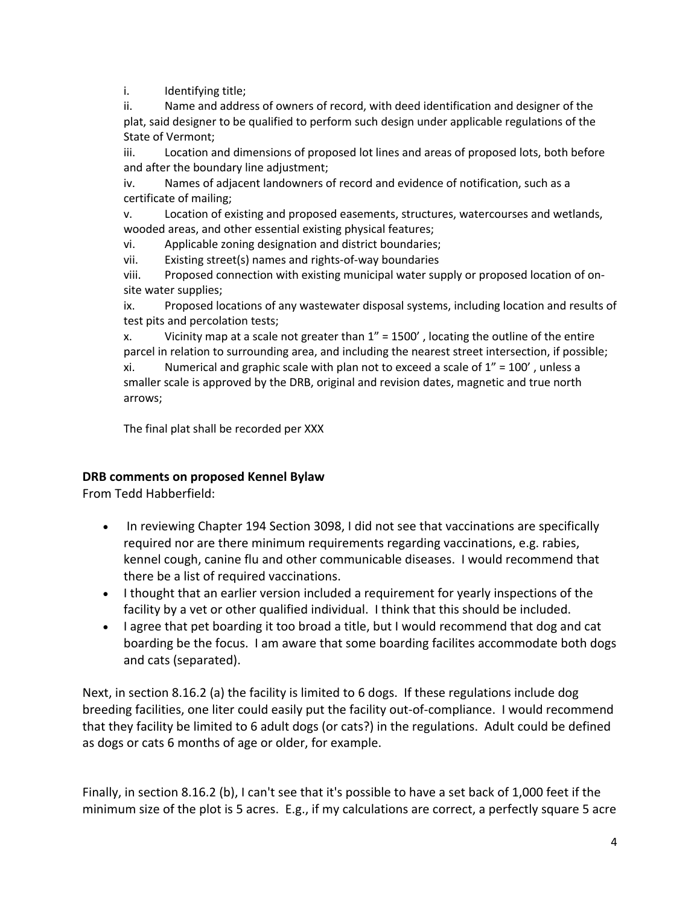i. Identifying title;

ii. Name and address of owners of record, with deed identification and designer of the plat, said designer to be qualified to perform such design under applicable regulations of the State of Vermont;

iii. Location and dimensions of proposed lot lines and areas of proposed lots, both before and after the boundary line adjustment;

iv. Names of adjacent landowners of record and evidence of notification, such as a certificate of mailing;

v. Location of existing and proposed easements, structures, watercourses and wetlands, wooded areas, and other essential existing physical features;

vi. Applicable zoning designation and district boundaries;

vii. Existing street(s) names and rights-of-way boundaries

viii. Proposed connection with existing municipal water supply or proposed location of on-site water supplies;

ix. Proposed locations of any wastewater disposal systems, including location and results of test pits and percolation tests;

x. Vicinity map at a scale not greater than 1" = 1500' , locating the outline of the entire parcel in relation to surrounding area, and including the nearest street intersection, if possible;

xi. Numerical and graphic scale with plan not to exceed a scale of 1" = 100' , unless a smaller scale is approved by the DRB, original and revision dates, magnetic and true north arrows;

The final plat shall be recorded per XXX

**DRB comments on proposed Kennel Bylaw**

From Tedd Habberfield:

- In reviewing Chapter 194 Section 3098, I did not see that vaccinations are specifically required nor are there minimum requirements regarding vaccinations, e.g. rabies, kennel cough, canine flu and other communicable diseases. I would recommend that there be a list of required vaccinations.
- I thought that an earlier version included a requirement for yearly inspections of the facility by a vet or other qualified individual. I think that this should be included.
- I agree that pet boarding it too broad a title, but I would recommend that dog and cat boarding be the focus. I am aware that some boarding facilites accommodate both dogs and cats (separated).

Next, in section 8.16.2 (a) the facility is limited to 6 dogs. If these regulations include dog breeding facilities, one liter could easily put the facility out-of-compliance. I would recommend that they facility be limited to 6 adult dogs (or cats?) in the regulations. Adult could be defined as dogs or cats 6 months of age or older, for example.

Finally, in section 8.16.2 (b), I can't see that it's possible to have a set back of 1,000 feet if the minimum size of the plot is 5 acres. E.g., if my calculations are correct, a perfectly square 5 acre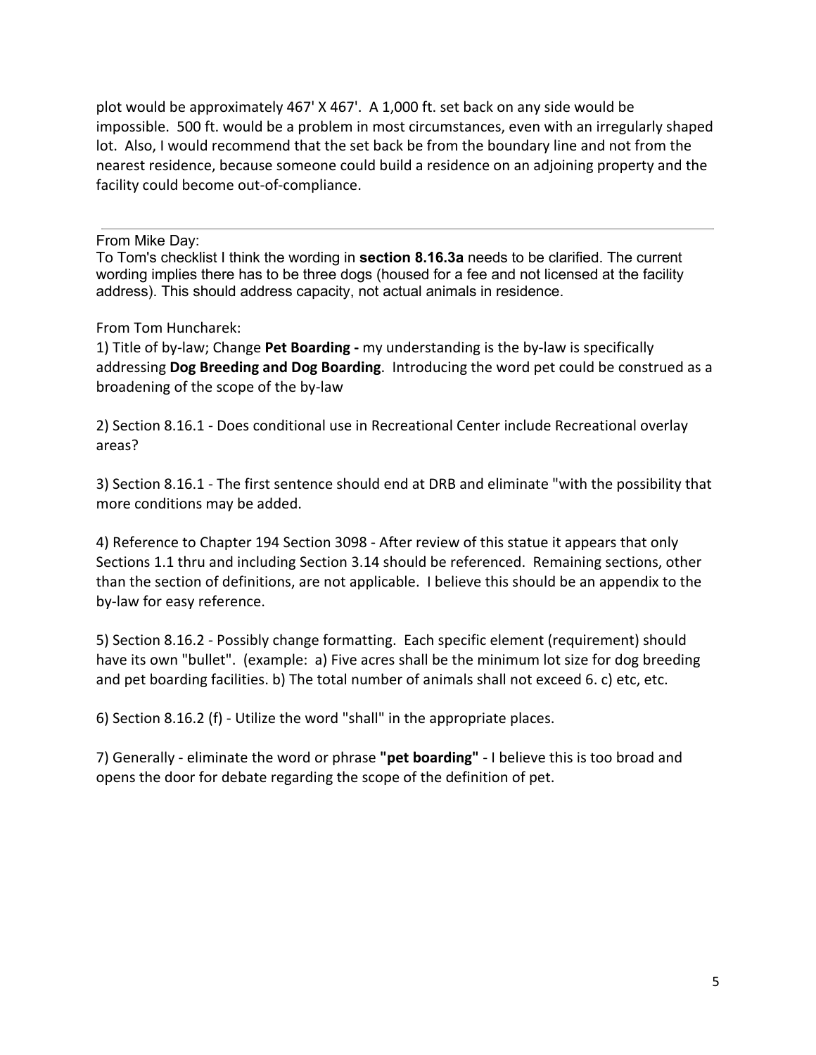plot would be approximately 467' X 467'. A 1,000 ft. set back on any side would be impossible. 500 ft. would be a problem in most circumstances, even with an irregularly shaped lot. Also, I would recommend that the set back be from the boundary line and not from the nearest residence, because someone could build a residence on an adjoining property and the facility could become out-of-compliance.

---

From Mike Day:
To Tom's checklist I think the wording in **section 8.16.3a** needs to be clarified. The current wording implies there has to be three dogs (housed for a fee and not licensed at the facility address). This should address capacity, not actual animals in residence.

From Tom Huncharek:

1) Title of by-law; Change **Pet Boarding -** my understanding is the by-law is specifically addressing **Dog Breeding and Dog Boarding**. Introducing the word pet could be construed as a broadening of the scope of the by-law

2) Section 8.16.1 - Does conditional use in Recreational Center include Recreational overlay areas?

3) Section 8.16.1 - The first sentence should end at DRB and eliminate "with the possibility that more conditions may be added.

4) Reference to Chapter 194 Section 3098 - After review of this statue it appears that only Sections 1.1 thru and including Section 3.14 should be referenced. Remaining sections, other than the section of definitions, are not applicable. I believe this should be an appendix to the by-law for easy reference.

5) Section 8.16.2 - Possibly change formatting. Each specific element (requirement) should have its own "bullet". (example: a) Five acres shall be the minimum lot size for dog breeding and pet boarding facilities. b) The total number of animals shall not exceed 6. c) etc, etc.

6) Section 8.16.2 (f) - Utilize the word "shall" in the appropriate places.

7) Generally - eliminate the word or phrase **"pet boarding"** - I believe this is too broad and opens the door for debate regarding the scope of the definition of pet.